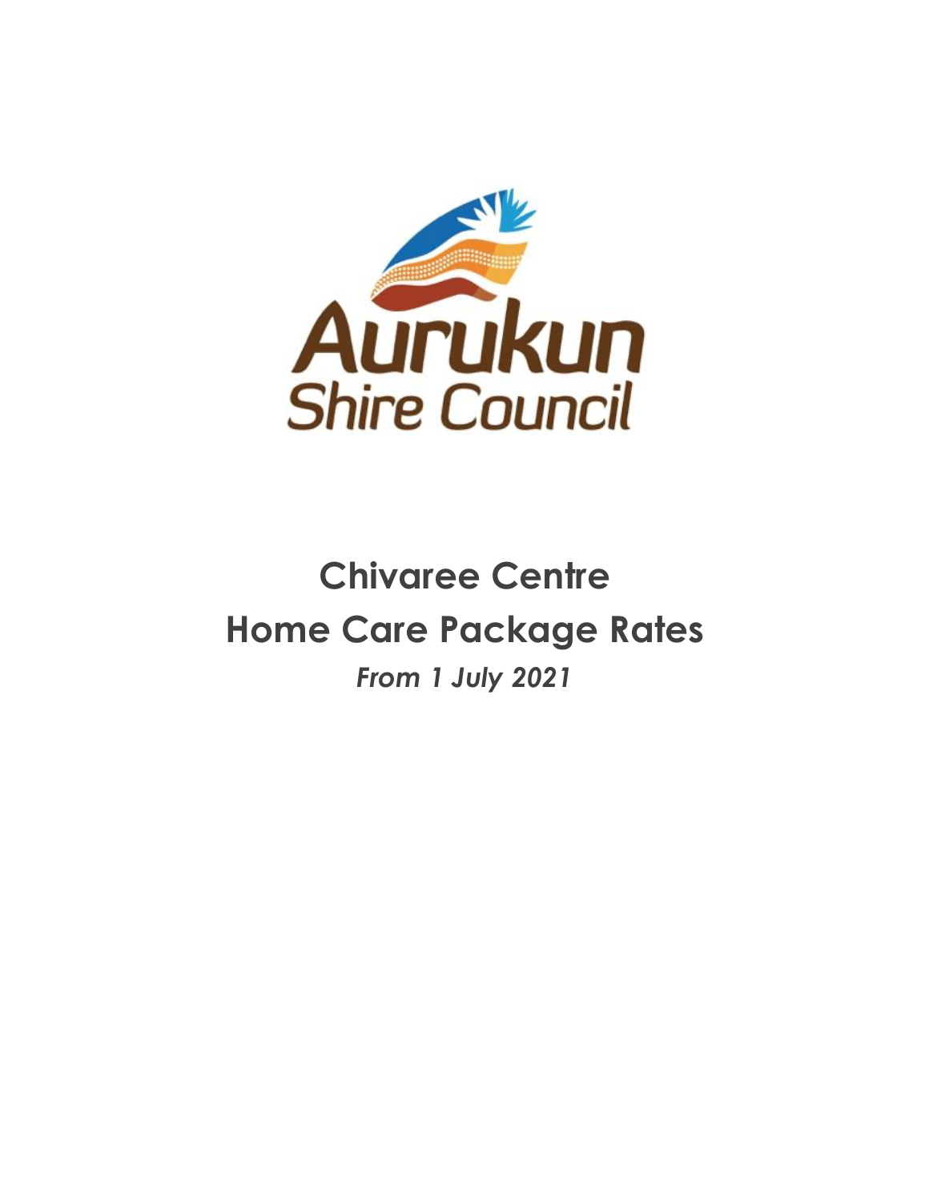Aurukun Shire Council

# Chivaree Centre
# Home Care Package Rates

***From 1 July 2021***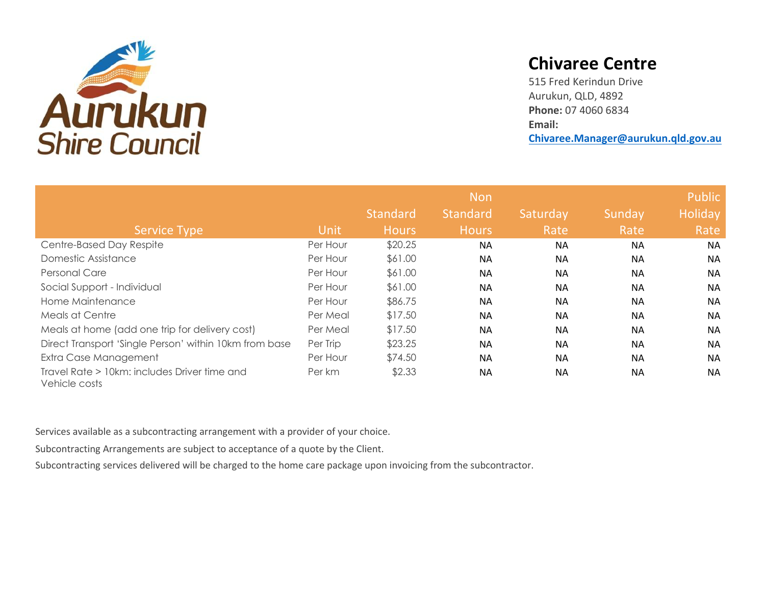## Chivaree Centre

515 Fred Kerindun Drive
Aurukun, QLD, 4892
**Phone:** 07 4060 6834
**Email:**
**Chivaree.Manager@aurukun.qld.gov.au**

| Service Type | Unit | Standard Hours | Non Standard Hours | Saturday Rate | Sunday Rate | Public Holiday Rate |
|---|---|---|---|---|---|---|
| Centre-Based Day Respite | Per Hour | $20.25 | NA | NA | NA | NA |
| Domestic Assistance | Per Hour | $61.00 | NA | NA | NA | NA |
| Personal Care | Per Hour | $61.00 | NA | NA | NA | NA |
| Social Support - Individual | Per Hour | $61.00 | NA | NA | NA | NA |
| Home Maintenance | Per Hour | $86.75 | NA | NA | NA | NA |
| Meals at Centre | Per Meal | $17.50 | NA | NA | NA | NA |
| Meals at home (add one trip for delivery cost) | Per Meal | $17.50 | NA | NA | NA | NA |
| Direct Transport 'Single Person' within 10km from base | Per Trip | $23.25 | NA | NA | NA | NA |
| Extra Case Management | Per Hour | $74.50 | NA | NA | NA | NA |
| Travel Rate > 10km: includes Driver time and Vehicle costs | Per km | $2.33 | NA | NA | NA | NA |

Services available as a subcontracting arrangement with a provider of your choice.

Subcontracting Arrangements are subject to acceptance of a quote by the Client.

Subcontracting services delivered will be charged to the home care package upon invoicing from the subcontractor.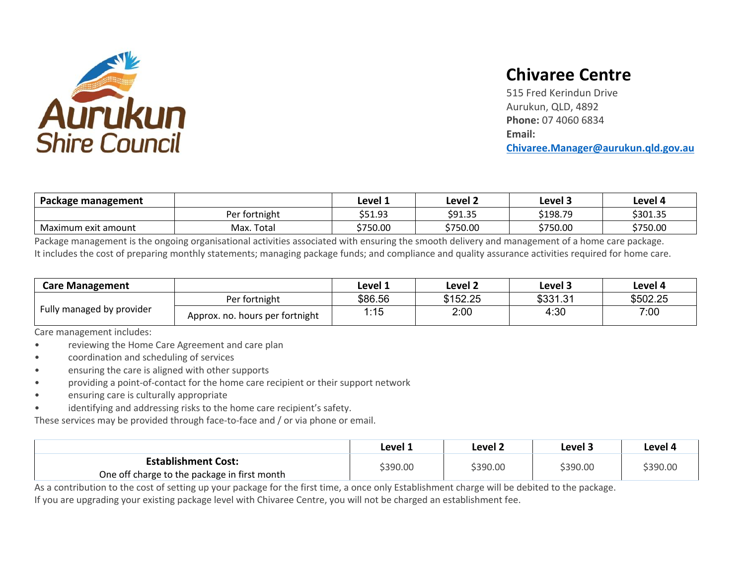Aurukun Shire Council

## Chivaree Centre

515 Fred Kerindun Drive
Aurukun, QLD, 4892
**Phone:** 07 4060 6834
**Email:** Chivaree.Manager@aurukun.qld.gov.au

| **Package management** | | **Level 1** | **Level 2** | **Level 3** | **Level 4** |
|---|---|---|---|---|---|
| | Per fortnight | $51.93 | $91.35 | $198.79 | $301.35 |
| Maximum exit amount | Max. Total | $750.00 | $750.00 | $750.00 | $750.00 |

Package management is the ongoing organisational activities associated with ensuring the smooth delivery and management of a home care package. It includes the cost of preparing monthly statements; managing package funds; and compliance and quality assurance activities required for home care.

| **Care Management** | | **Level 1** | **Level 2** | **Level 3** | **Level 4** |
|---|---|---|---|---|---|
| Fully managed by provider | Per fortnight | $86.56 | $152.25 | $331.31 | $502.25 |
| | Approx. no. hours per fortnight | 1:15 | 2:00 | 4:30 | 7:00 |

Care management includes:

- reviewing the Home Care Agreement and care plan
- coordination and scheduling of services
- ensuring the care is aligned with other supports
- providing a point-of-contact for the home care recipient or their support network
- ensuring care is culturally appropriate
- identifying and addressing risks to the home care recipient's safety.

These services may be provided through face-to-face and / or via phone or email.

| | **Level 1** | **Level 2** | **Level 3** | **Level 4** |
|---|---|---|---|---|
| **Establishment Cost:** One off charge to the package in first month | $390.00 | $390.00 | $390.00 | $390.00 |

As a contribution to the cost of setting up your package for the first time, a once only Establishment charge will be debited to the package. If you are upgrading your existing package level with Chivaree Centre, you will not be charged an establishment fee.